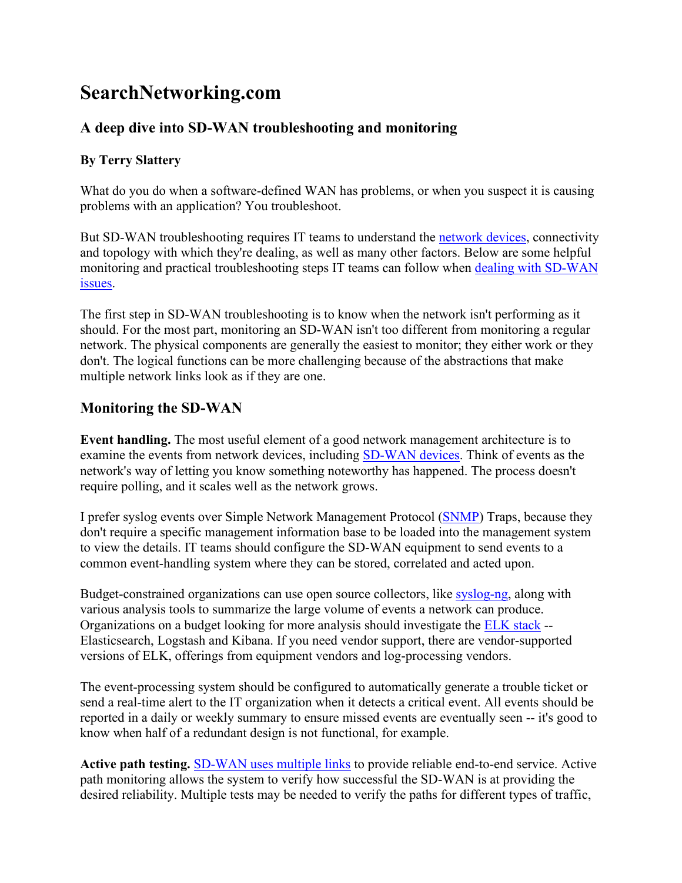# SearchNetworking.com

## A deep dive into SD-WAN troubleshooting and monitoring

**By Terry Slattery**

What do you do when a software-defined WAN has problems, or when you suspect it is causing problems with an application? You troubleshoot.

But SD-WAN troubleshooting requires IT teams to understand the network devices, connectivity and topology with which they're dealing, as well as many other factors. Below are some helpful monitoring and practical troubleshooting steps IT teams can follow when dealing with SD-WAN issues.

The first step in SD-WAN troubleshooting is to know when the network isn't performing as it should. For the most part, monitoring an SD-WAN isn't too different from monitoring a regular network. The physical components are generally the easiest to monitor; they either work or they don't. The logical functions can be more challenging because of the abstractions that make multiple network links look as if they are one.

## Monitoring the SD-WAN

**Event handling.** The most useful element of a good network management architecture is to examine the events from network devices, including SD-WAN devices. Think of events as the network's way of letting you know something noteworthy has happened. The process doesn't require polling, and it scales well as the network grows.

I prefer syslog events over Simple Network Management Protocol (SNMP) Traps, because they don't require a specific management information base to be loaded into the management system to view the details. IT teams should configure the SD-WAN equipment to send events to a common event-handling system where they can be stored, correlated and acted upon.

Budget-constrained organizations can use open source collectors, like syslog-ng, along with various analysis tools to summarize the large volume of events a network can produce. Organizations on a budget looking for more analysis should investigate the ELK stack -- Elasticsearch, Logstash and Kibana. If you need vendor support, there are vendor-supported versions of ELK, offerings from equipment vendors and log-processing vendors.

The event-processing system should be configured to automatically generate a trouble ticket or send a real-time alert to the IT organization when it detects a critical event. All events should be reported in a daily or weekly summary to ensure missed events are eventually seen -- it's good to know when half of a redundant design is not functional, for example.

**Active path testing.** SD-WAN uses multiple links to provide reliable end-to-end service. Active path monitoring allows the system to verify how successful the SD-WAN is at providing the desired reliability. Multiple tests may be needed to verify the paths for different types of traffic,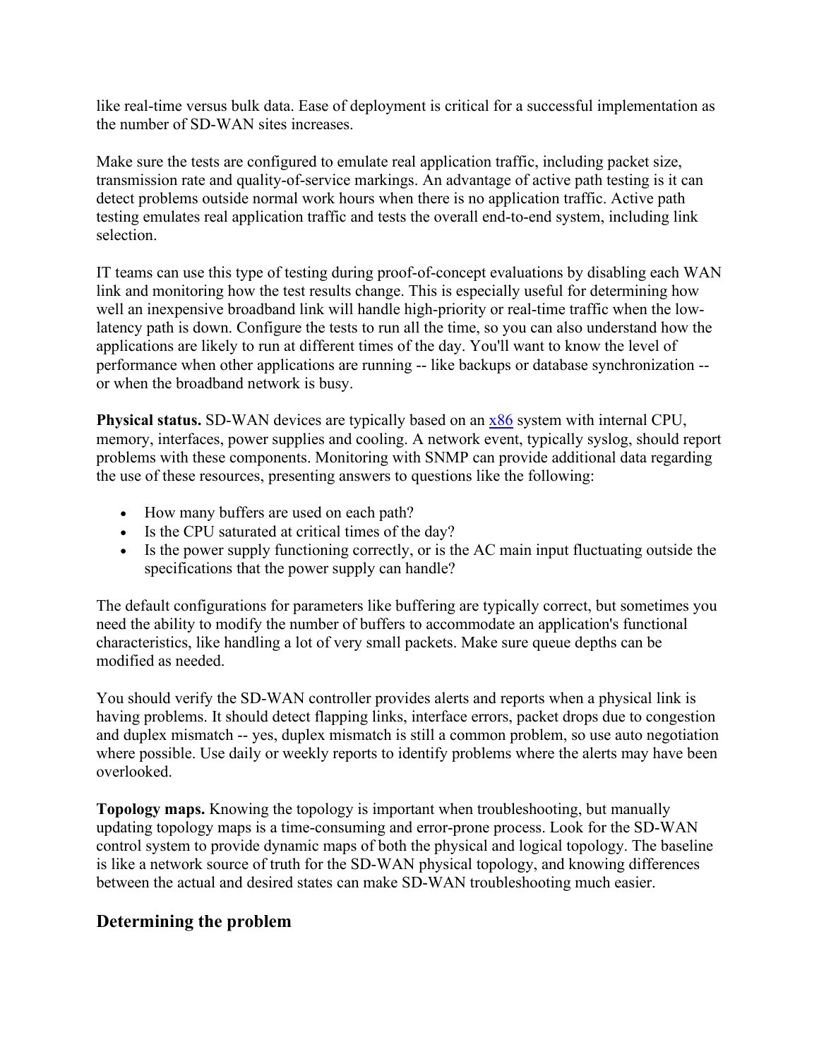like real-time versus bulk data. Ease of deployment is critical for a successful implementation as the number of SD-WAN sites increases.

Make sure the tests are configured to emulate real application traffic, including packet size, transmission rate and quality-of-service markings. An advantage of active path testing is it can detect problems outside normal work hours when there is no application traffic. Active path testing emulates real application traffic and tests the overall end-to-end system, including link selection.

IT teams can use this type of testing during proof-of-concept evaluations by disabling each WAN link and monitoring how the test results change. This is especially useful for determining how well an inexpensive broadband link will handle high-priority or real-time traffic when the low-latency path is down. Configure the tests to run all the time, so you can also understand how the applications are likely to run at different times of the day. You'll want to know the level of performance when other applications are running -- like backups or database synchronization -- or when the broadband network is busy.

**Physical status.** SD-WAN devices are typically based on an [x86](#) system with internal CPU, memory, interfaces, power supplies and cooling. A network event, typically syslog, should report problems with these components. Monitoring with SNMP can provide additional data regarding the use of these resources, presenting answers to questions like the following:

- How many buffers are used on each path?
- Is the CPU saturated at critical times of the day?
- Is the power supply functioning correctly, or is the AC main input fluctuating outside the specifications that the power supply can handle?

The default configurations for parameters like buffering are typically correct, but sometimes you need the ability to modify the number of buffers to accommodate an application's functional characteristics, like handling a lot of very small packets. Make sure queue depths can be modified as needed.

You should verify the SD-WAN controller provides alerts and reports when a physical link is having problems. It should detect flapping links, interface errors, packet drops due to congestion and duplex mismatch -- yes, duplex mismatch is still a common problem, so use auto negotiation where possible. Use daily or weekly reports to identify problems where the alerts may have been overlooked.

**Topology maps.** Knowing the topology is important when troubleshooting, but manually updating topology maps is a time-consuming and error-prone process. Look for the SD-WAN control system to provide dynamic maps of both the physical and logical topology. The baseline is like a network source of truth for the SD-WAN physical topology, and knowing differences between the actual and desired states can make SD-WAN troubleshooting much easier.

## Determining the problem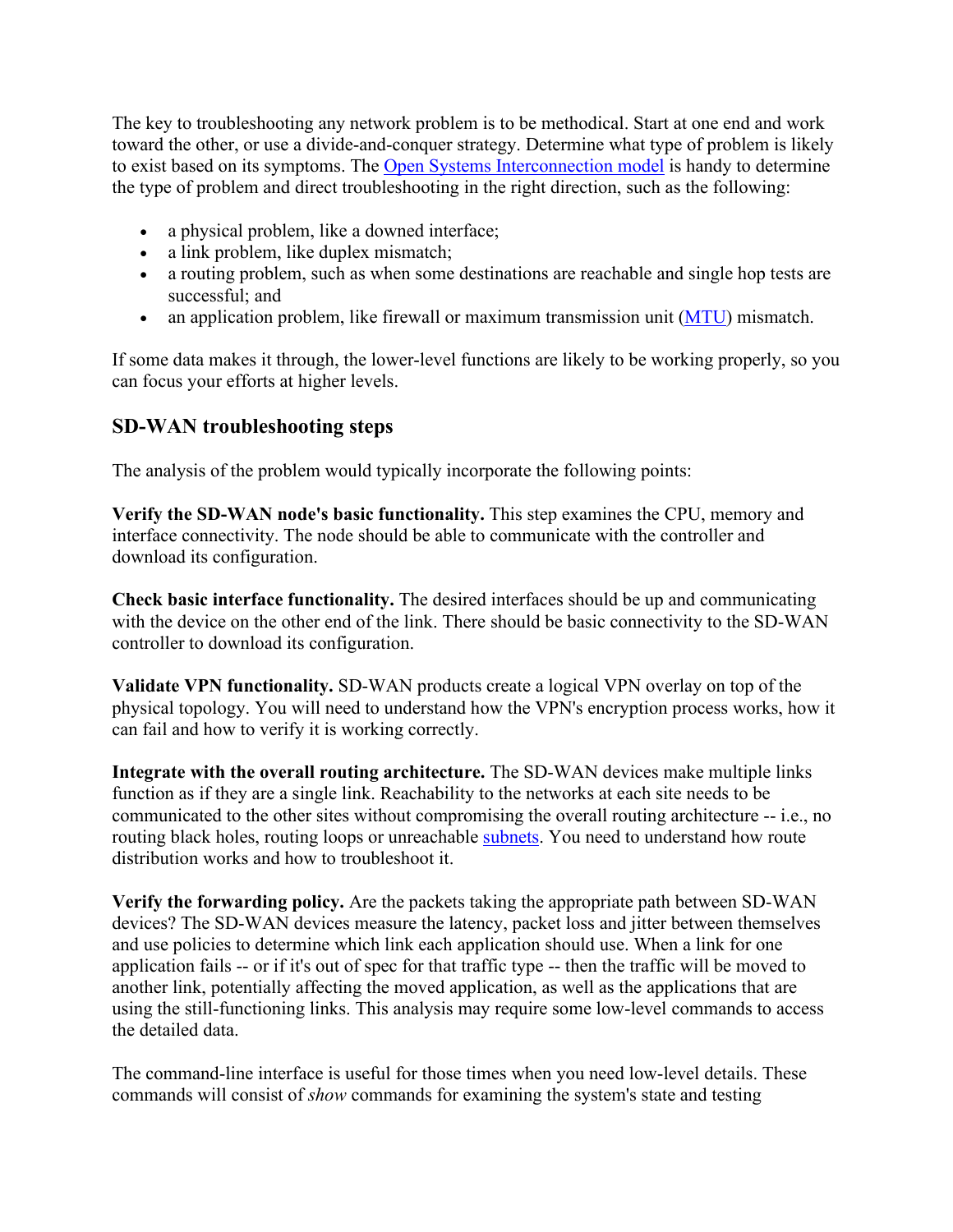The key to troubleshooting any network problem is to be methodical. Start at one end and work toward the other, or use a divide-and-conquer strategy. Determine what type of problem is likely to exist based on its symptoms. The [Open Systems Interconnection model](#) is handy to determine the type of problem and direct troubleshooting in the right direction, such as the following:

- a physical problem, like a downed interface;
- a link problem, like duplex mismatch;
- a routing problem, such as when some destinations are reachable and single hop tests are successful; and
- an application problem, like firewall or maximum transmission unit ([MTU](#)) mismatch.

If some data makes it through, the lower-level functions are likely to be working properly, so you can focus your efforts at higher levels.

## SD-WAN troubleshooting steps

The analysis of the problem would typically incorporate the following points:

**Verify the SD-WAN node's basic functionality.** This step examines the CPU, memory and interface connectivity. The node should be able to communicate with the controller and download its configuration.

**Check basic interface functionality.** The desired interfaces should be up and communicating with the device on the other end of the link. There should be basic connectivity to the SD-WAN controller to download its configuration.

**Validate VPN functionality.** SD-WAN products create a logical VPN overlay on top of the physical topology. You will need to understand how the VPN's encryption process works, how it can fail and how to verify it is working correctly.

**Integrate with the overall routing architecture.** The SD-WAN devices make multiple links function as if they are a single link. Reachability to the networks at each site needs to be communicated to the other sites without compromising the overall routing architecture -- i.e., no routing black holes, routing loops or unreachable [subnets](#). You need to understand how route distribution works and how to troubleshoot it.

**Verify the forwarding policy.** Are the packets taking the appropriate path between SD-WAN devices? The SD-WAN devices measure the latency, packet loss and jitter between themselves and use policies to determine which link each application should use. When a link for one application fails -- or if it's out of spec for that traffic type -- then the traffic will be moved to another link, potentially affecting the moved application, as well as the applications that are using the still-functioning links. This analysis may require some low-level commands to access the detailed data.

The command-line interface is useful for those times when you need low-level details. These commands will consist of *show* commands for examining the system's state and testing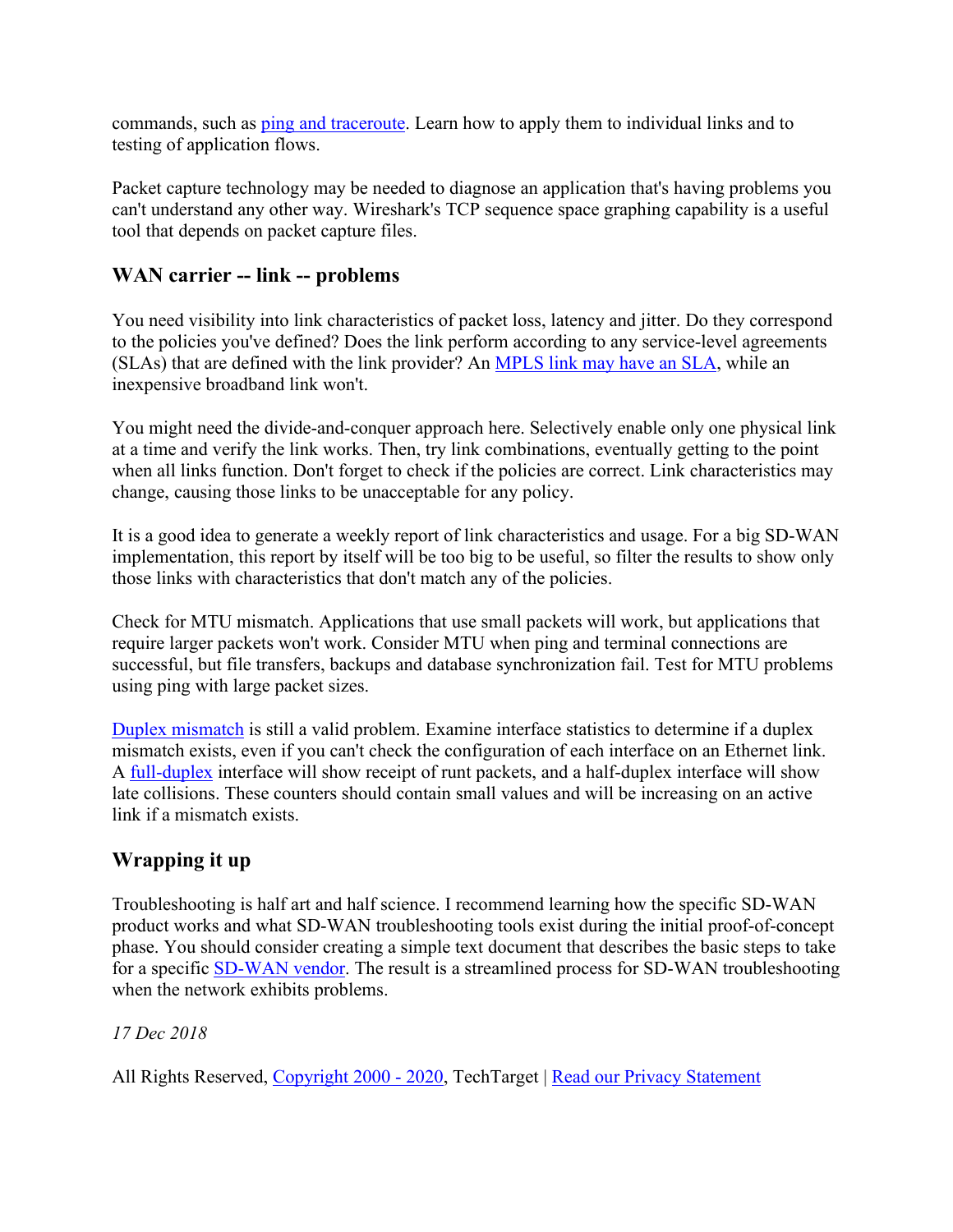commands, such as ping and traceroute. Learn how to apply them to individual links and to testing of application flows.

Packet capture technology may be needed to diagnose an application that's having problems you can't understand any other way. Wireshark's TCP sequence space graphing capability is a useful tool that depends on packet capture files.

## WAN carrier -- link -- problems

You need visibility into link characteristics of packet loss, latency and jitter. Do they correspond to the policies you've defined? Does the link perform according to any service-level agreements (SLAs) that are defined with the link provider? An MPLS link may have an SLA, while an inexpensive broadband link won't.

You might need the divide-and-conquer approach here. Selectively enable only one physical link at a time and verify the link works. Then, try link combinations, eventually getting to the point when all links function. Don't forget to check if the policies are correct. Link characteristics may change, causing those links to be unacceptable for any policy.

It is a good idea to generate a weekly report of link characteristics and usage. For a big SD-WAN implementation, this report by itself will be too big to be useful, so filter the results to show only those links with characteristics that don't match any of the policies.

Check for MTU mismatch. Applications that use small packets will work, but applications that require larger packets won't work. Consider MTU when ping and terminal connections are successful, but file transfers, backups and database synchronization fail. Test for MTU problems using ping with large packet sizes.

Duplex mismatch is still a valid problem. Examine interface statistics to determine if a duplex mismatch exists, even if you can't check the configuration of each interface on an Ethernet link. A full-duplex interface will show receipt of runt packets, and a half-duplex interface will show late collisions. These counters should contain small values and will be increasing on an active link if a mismatch exists.

## Wrapping it up

Troubleshooting is half art and half science. I recommend learning how the specific SD-WAN product works and what SD-WAN troubleshooting tools exist during the initial proof-of-concept phase. You should consider creating a simple text document that describes the basic steps to take for a specific SD-WAN vendor. The result is a streamlined process for SD-WAN troubleshooting when the network exhibits problems.

*17 Dec 2018*

All Rights Reserved, Copyright 2000 - 2020, TechTarget | Read our Privacy Statement